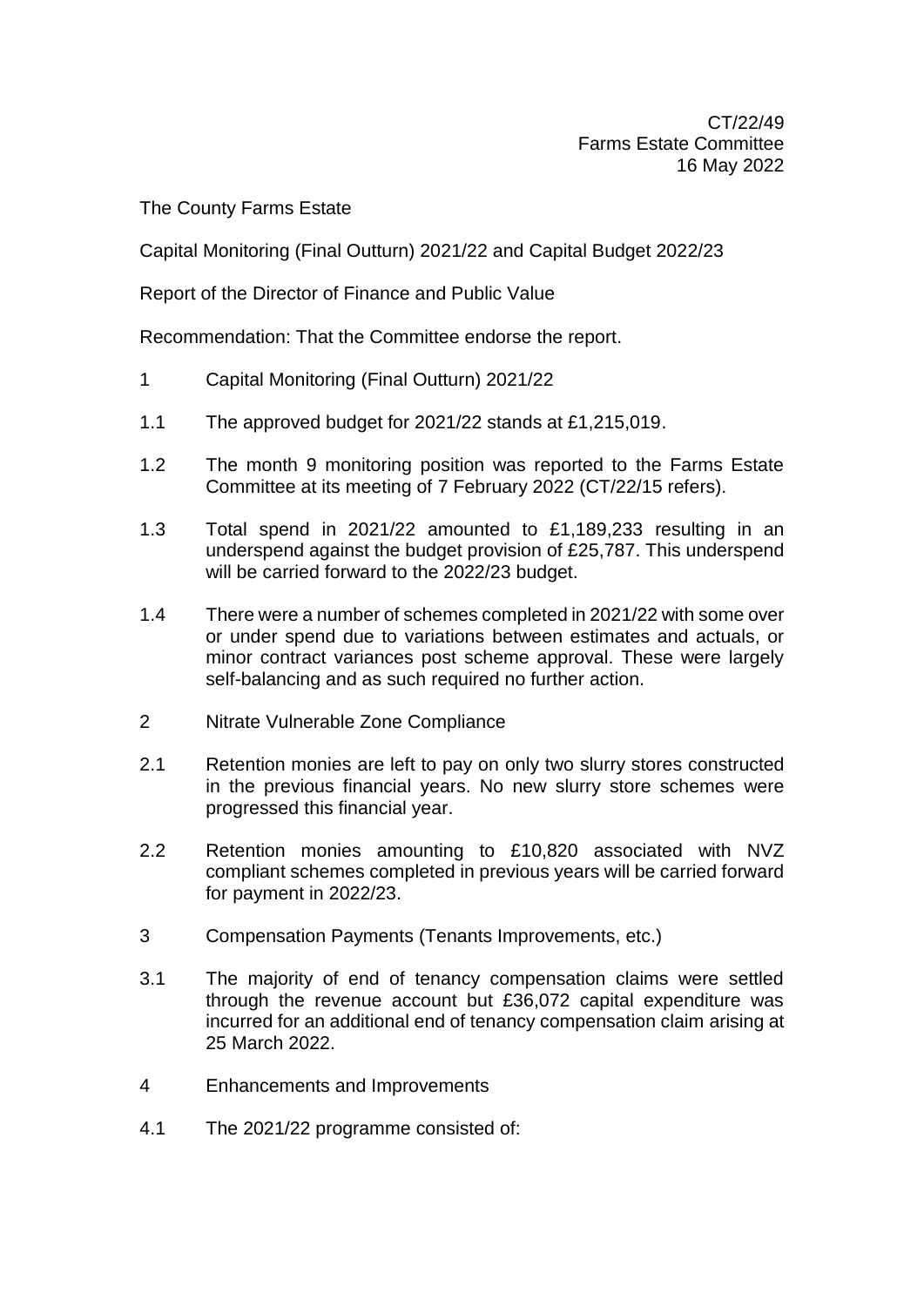CT/22/49
Farms Estate Committee
16 May 2022

The County Farms Estate

Capital Monitoring (Final Outturn) 2021/22 and Capital Budget 2022/23

Report of the Director of Finance and Public Value

Recommendation: That the Committee endorse the report.

## 1 Capital Monitoring (Final Outturn) 2021/22

1.1 The approved budget for 2021/22 stands at £1,215,019.

1.2 The month 9 monitoring position was reported to the Farms Estate Committee at its meeting of 7 February 2022 (CT/22/15 refers).

1.3 Total spend in 2021/22 amounted to £1,189,233 resulting in an underspend against the budget provision of £25,787. This underspend will be carried forward to the 2022/23 budget.

1.4 There were a number of schemes completed in 2021/22 with some over or under spend due to variations between estimates and actuals, or minor contract variances post scheme approval. These were largely self-balancing and as such required no further action.

## 2 Nitrate Vulnerable Zone Compliance

2.1 Retention monies are left to pay on only two slurry stores constructed in the previous financial years. No new slurry store schemes were progressed this financial year.

2.2 Retention monies amounting to £10,820 associated with NVZ compliant schemes completed in previous years will be carried forward for payment in 2022/23.

## 3 Compensation Payments (Tenants Improvements, etc.)

3.1 The majority of end of tenancy compensation claims were settled through the revenue account but £36,072 capital expenditure was incurred for an additional end of tenancy compensation claim arising at 25 March 2022.

## 4 Enhancements and Improvements

4.1 The 2021/22 programme consisted of: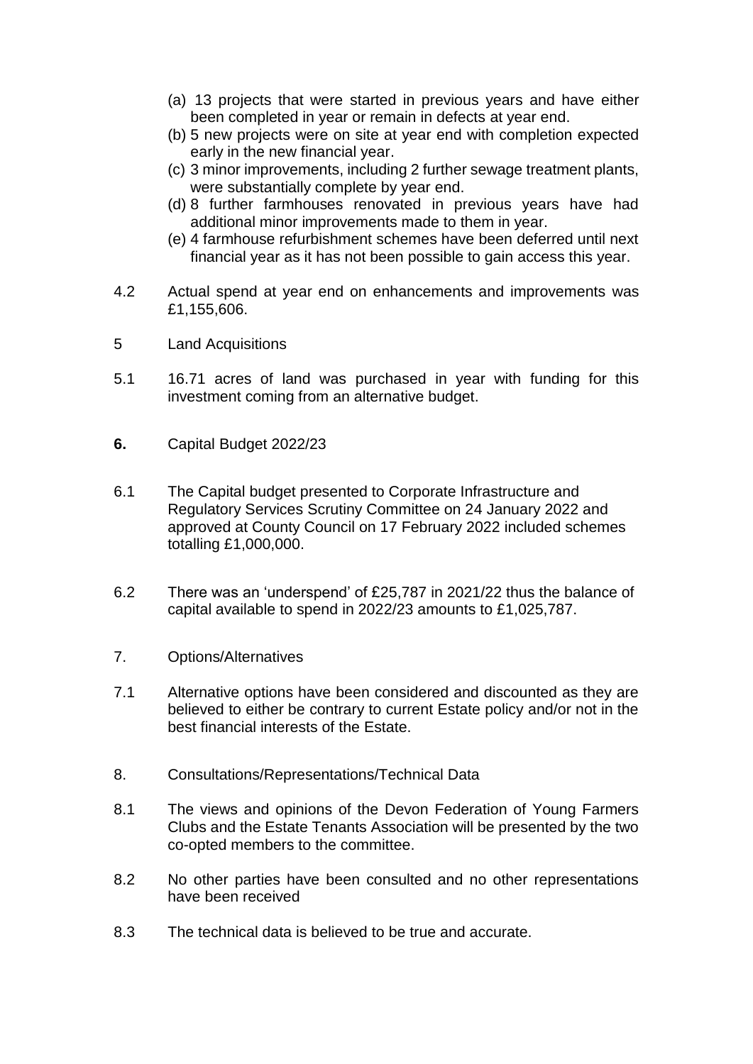(a) 13 projects that were started in previous years and have either been completed in year or remain in defects at year end.
(b) 5 new projects were on site at year end with completion expected early in the new financial year.
(c) 3 minor improvements, including 2 further sewage treatment plants, were substantially complete by year end.
(d) 8 further farmhouses renovated in previous years have had additional minor improvements made to them in year.
(e) 4 farmhouse refurbishment schemes have been deferred until next financial year as it has not been possible to gain access this year.

4.2 Actual spend at year end on enhancements and improvements was £1,155,606.

5 Land Acquisitions

5.1 16.71 acres of land was purchased in year with funding for this investment coming from an alternative budget.

**6.** Capital Budget 2022/23

6.1 The Capital budget presented to Corporate Infrastructure and Regulatory Services Scrutiny Committee on 24 January 2022 and approved at County Council on 17 February 2022 included schemes totalling £1,000,000.

6.2 There was an 'underspend' of £25,787 in 2021/22 thus the balance of capital available to spend in 2022/23 amounts to £1,025,787.

7. Options/Alternatives

7.1 Alternative options have been considered and discounted as they are believed to either be contrary to current Estate policy and/or not in the best financial interests of the Estate.

8. Consultations/Representations/Technical Data

8.1 The views and opinions of the Devon Federation of Young Farmers Clubs and the Estate Tenants Association will be presented by the two co-opted members to the committee.

8.2 No other parties have been consulted and no other representations have been received

8.3 The technical data is believed to be true and accurate.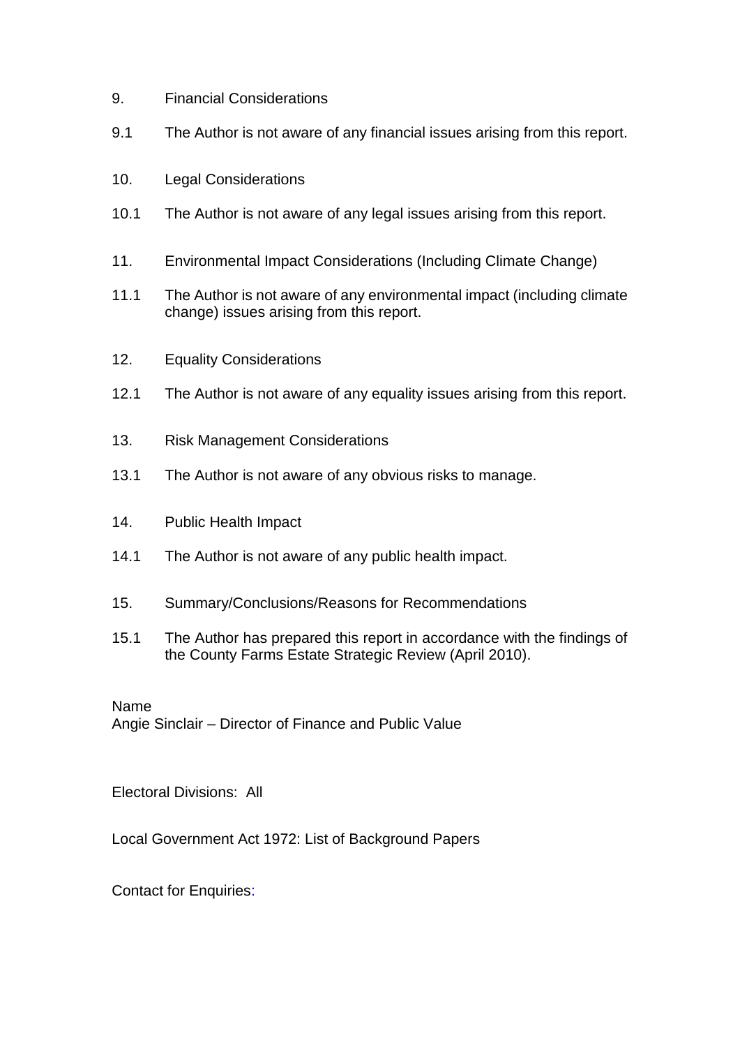9. Financial Considerations

9.1 The Author is not aware of any financial issues arising from this report.

10. Legal Considerations

10.1 The Author is not aware of any legal issues arising from this report.

11. Environmental Impact Considerations (Including Climate Change)

11.1 The Author is not aware of any environmental impact (including climate change) issues arising from this report.

12. Equality Considerations

12.1 The Author is not aware of any equality issues arising from this report.

13. Risk Management Considerations

13.1 The Author is not aware of any obvious risks to manage.

14. Public Health Impact

14.1 The Author is not aware of any public health impact.

15. Summary/Conclusions/Reasons for Recommendations

15.1 The Author has prepared this report in accordance with the findings of the County Farms Estate Strategic Review (April 2010).

Name
Angie Sinclair – Director of Finance and Public Value

Electoral Divisions: All

Local Government Act 1972: List of Background Papers

Contact for Enquiries: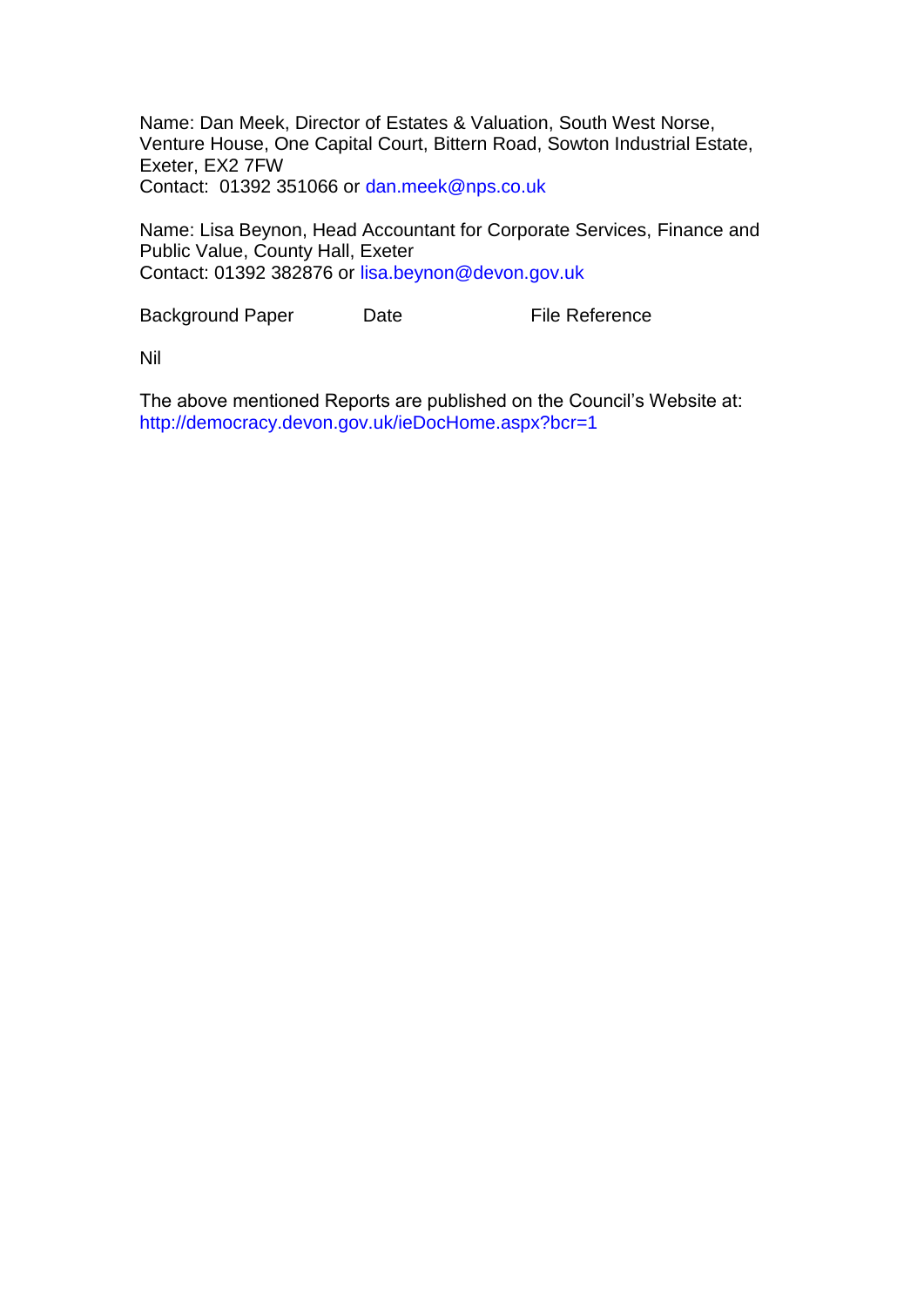Name: Dan Meek, Director of Estates & Valuation, South West Norse, Venture House, One Capital Court, Bittern Road, Sowton Industrial Estate, Exeter, EX2 7FW
Contact: 01392 351066 or dan.meek@nps.co.uk

Name: Lisa Beynon, Head Accountant for Corporate Services, Finance and Public Value, County Hall, Exeter
Contact: 01392 382876 or lisa.beynon@devon.gov.uk

| Background Paper | Date | File Reference |
| --- | --- | --- |
| Nil | | |

The above mentioned Reports are published on the Council's Website at: http://democracy.devon.gov.uk/ieDocHome.aspx?bcr=1